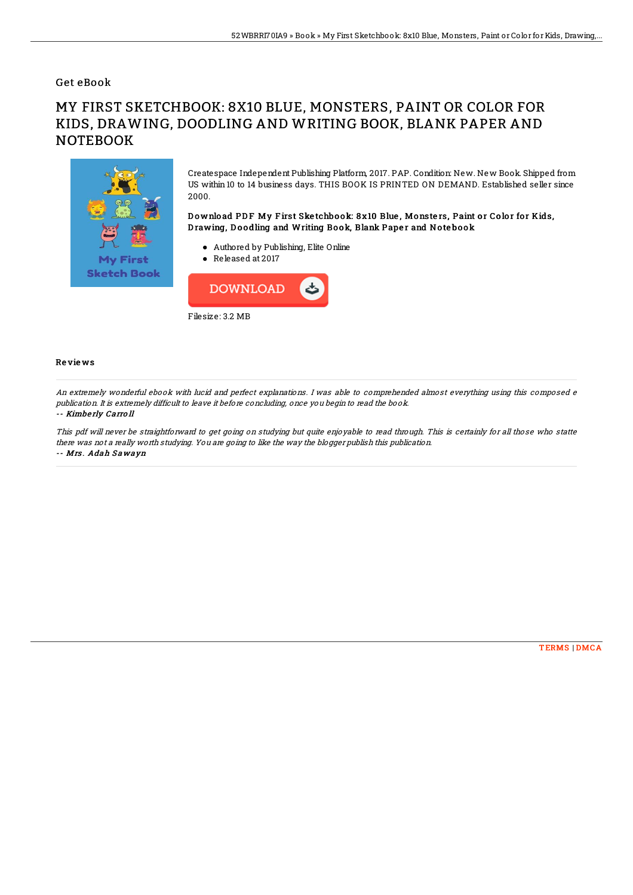Get eBook

# MY FIRST SKETCHBOOK: 8X10 BLUE, MONSTERS, PAINT OR COLOR FOR KIDS, DRAWING, DOODLING AND WRITING BOOK, BLANK PAPER AND NOTEBOOK

Createspace Independent Publishing Platform, 2017. PAP. Condition: New. New Book. Shipped from US within 10 to 14 business days. THIS BOOK IS PRINTED ON DEMAND. Established seller since 2000.

### Download PDF My First Sketchbook: 8x10 Blue, Monsters, Paint or Color for Kids, Drawing, Doodling and Writing Book, Blank Paper and Notebook

- Authored by Publishing, Elite Online
- Released at 2017

DOWNLOAD

Filesize: 3.2 MB

### Reviews

*An extremely wonderful ebook with lucid and perfect explanations. I was able to comprehended almost everything using this composed e publication. It is extremely difficult to leave it before concluding, once you begin to read the book.*

-- ***Kimberly Carroll***

*This pdf will never be straightforward to get going on studying but quite enjoyable to read through. This is certainly for all those who statte there was not a really worth studying. You are going to like the way the blogger publish this publication.*

-- ***Mrs. Adah Sawayn***

TERMS | DMCA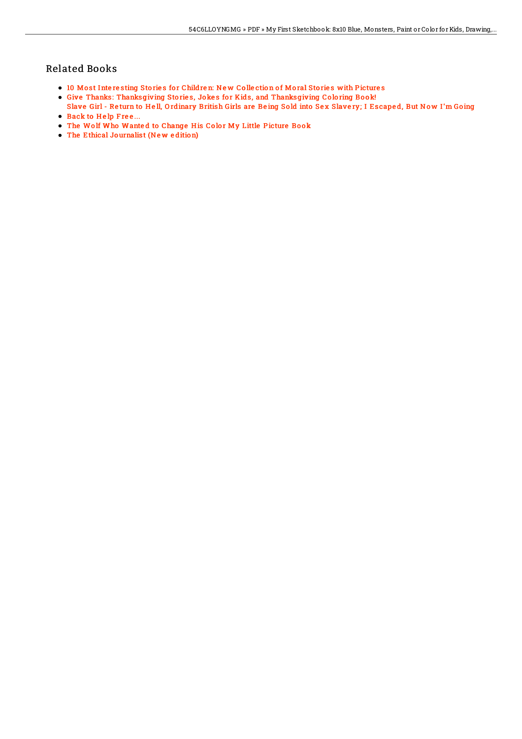## Related Books

- 10 Most Interesting Stories for Children: New Collection of Moral Stories with Pictures
- Give Thanks: Thanksgiving Stories, Jokes for Kids, and Thanksgiving Coloring Book!
- Slave Girl - Return to Hell, Ordinary British Girls are Being Sold into Sex Slavery; I Escaped, But Now I'm Going Back to Help Free...
- The Wolf Who Wanted to Change His Color My Little Picture Book
- The Ethical Journalist (New edition)